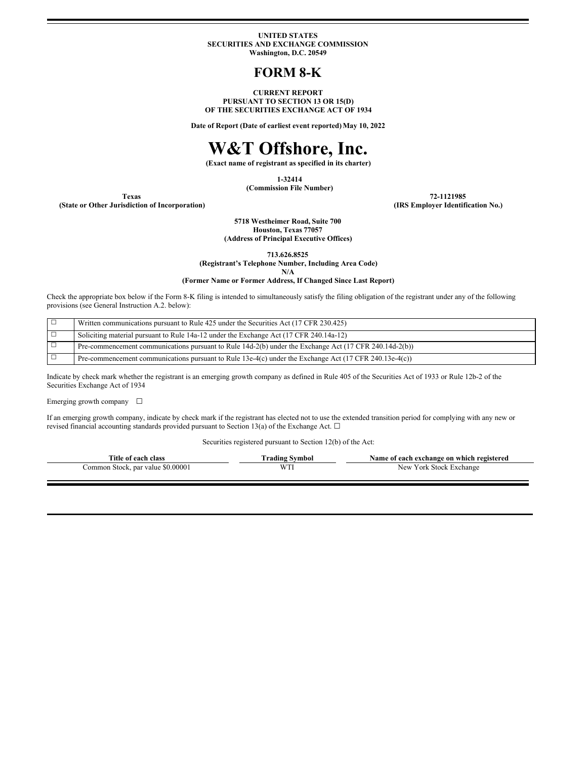**UNITED STATES**
**SECURITIES AND EXCHANGE COMMISSION**
**Washington, D.C. 20549**

# FORM 8-K

**CURRENT REPORT**
**PURSUANT TO SECTION 13 OR 15(D)**
**OF THE SECURITIES EXCHANGE ACT OF 1934**

**Date of Report (Date of earliest event reported) May 10, 2022**

# W&T Offshore, Inc.

**(Exact name of registrant as specified in its charter)**

**1-32414**
**(Commission File Number)**

| | |
|---|---|
| **Texas** | **72-1121985** |
| **(State or Other Jurisdiction of Incorporation)** | **(IRS Employer Identification No.)** |

**5718 Westheimer Road, Suite 700**
**Houston, Texas 77057**
**(Address of Principal Executive Offices)**

**713.626.8525**
**(Registrant's Telephone Number, Including Area Code)**
**N/A**
**(Former Name or Former Address, If Changed Since Last Report)**

Check the appropriate box below if the Form 8-K filing is intended to simultaneously satisfy the filing obligation of the registrant under any of the following provisions (see General Instruction A.2. below):

| | |
|---|---|
| ☐ | Written communications pursuant to Rule 425 under the Securities Act (17 CFR 230.425) |
| ☐ | Soliciting material pursuant to Rule 14a-12 under the Exchange Act (17 CFR 240.14a-12) |
| ☐ | Pre-commencement communications pursuant to Rule 14d-2(b) under the Exchange Act (17 CFR 240.14d-2(b)) |
| ☐ | Pre-commencement communications pursuant to Rule 13e-4(c) under the Exchange Act (17 CFR 240.13e-4(c)) |

Indicate by check mark whether the registrant is an emerging growth company as defined in Rule 405 of the Securities Act of 1933 or Rule 12b-2 of the Securities Exchange Act of 1934

Emerging growth company ☐

If an emerging growth company, indicate by check mark if the registrant has elected not to use the extended transition period for complying with any new or revised financial accounting standards provided pursuant to Section 13(a) of the Exchange Act. ☐

Securities registered pursuant to Section 12(b) of the Act:

| Title of each class | Trading Symbol | Name of each exchange on which registered |
|---|---|---|
| Common Stock, par value $0.00001 | WTI | New York Stock Exchange |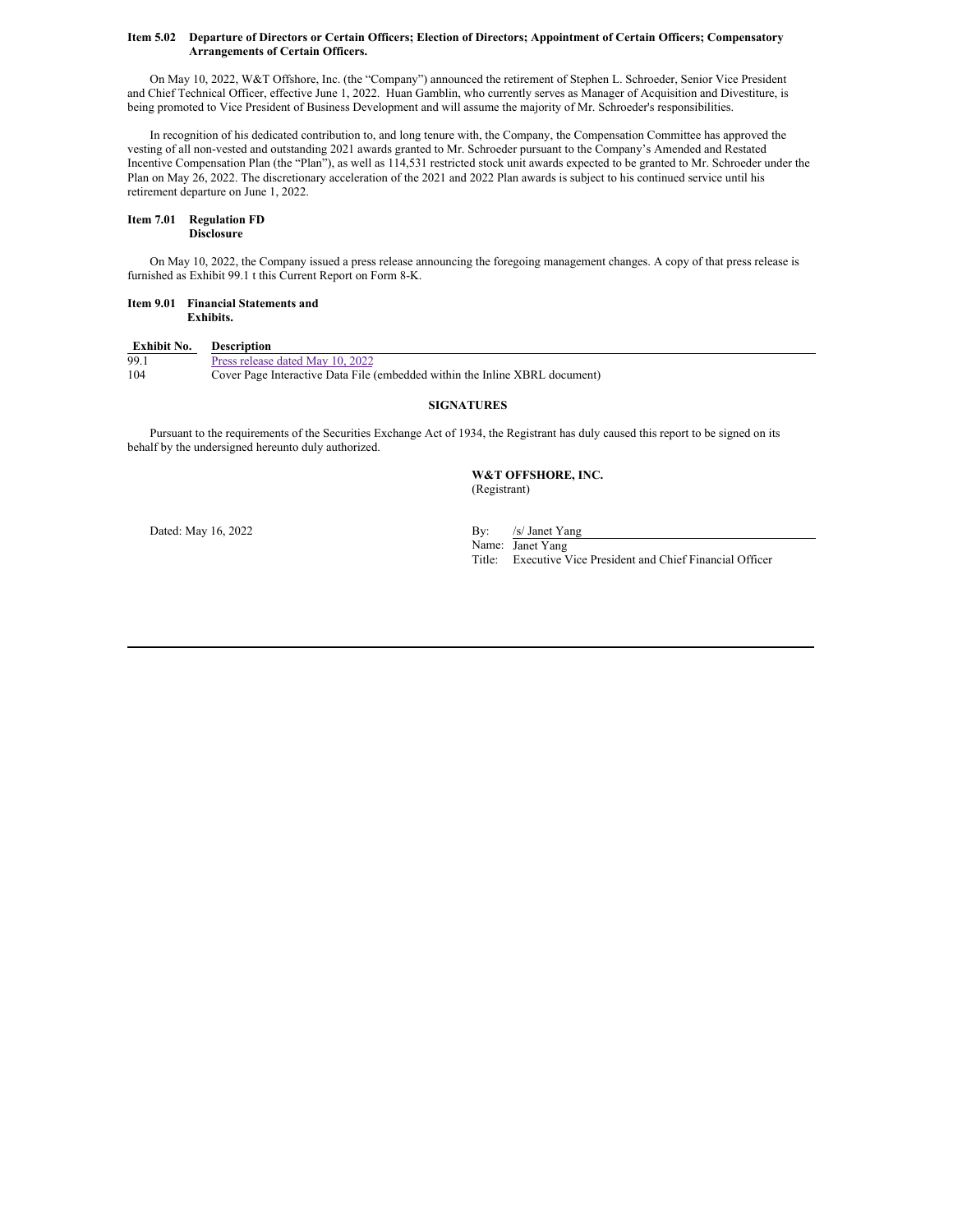**Item 5.02 Departure of Directors or Certain Officers; Election of Directors; Appointment of Certain Officers; Compensatory Arrangements of Certain Officers.**

On May 10, 2022, W&T Offshore, Inc. (the "Company") announced the retirement of Stephen L. Schroeder, Senior Vice President and Chief Technical Officer, effective June 1, 2022. Huan Gamblin, who currently serves as Manager of Acquisition and Divestiture, is being promoted to Vice President of Business Development and will assume the majority of Mr. Schroeder's responsibilities.

In recognition of his dedicated contribution to, and long tenure with, the Company, the Compensation Committee has approved the vesting of all non-vested and outstanding 2021 awards granted to Mr. Schroeder pursuant to the Company's Amended and Restated Incentive Compensation Plan (the "Plan"), as well as 114,531 restricted stock unit awards expected to be granted to Mr. Schroeder under the Plan on May 26, 2022. The discretionary acceleration of the 2021 and 2022 Plan awards is subject to his continued service until his retirement departure on June 1, 2022.

**Item 7.01 Regulation FD Disclosure**

On May 10, 2022, the Company issued a press release announcing the foregoing management changes. A copy of that press release is furnished as Exhibit 99.1 t this Current Report on Form 8-K.

**Item 9.01 Financial Statements and Exhibits.**

| Exhibit No. | Description |
|---|---|
| 99.1 | Press release dated May 10, 2022 |
| 104 | Cover Page Interactive Data File (embedded within the Inline XBRL document) |

**SIGNATURES**

Pursuant to the requirements of the Securities Exchange Act of 1934, the Registrant has duly caused this report to be signed on its behalf by the undersigned hereunto duly authorized.

**W&T OFFSHORE, INC.**
(Registrant)

Dated: May 16, 2022

By: /s/ Janet Yang
Name: Janet Yang
Title: Executive Vice President and Chief Financial Officer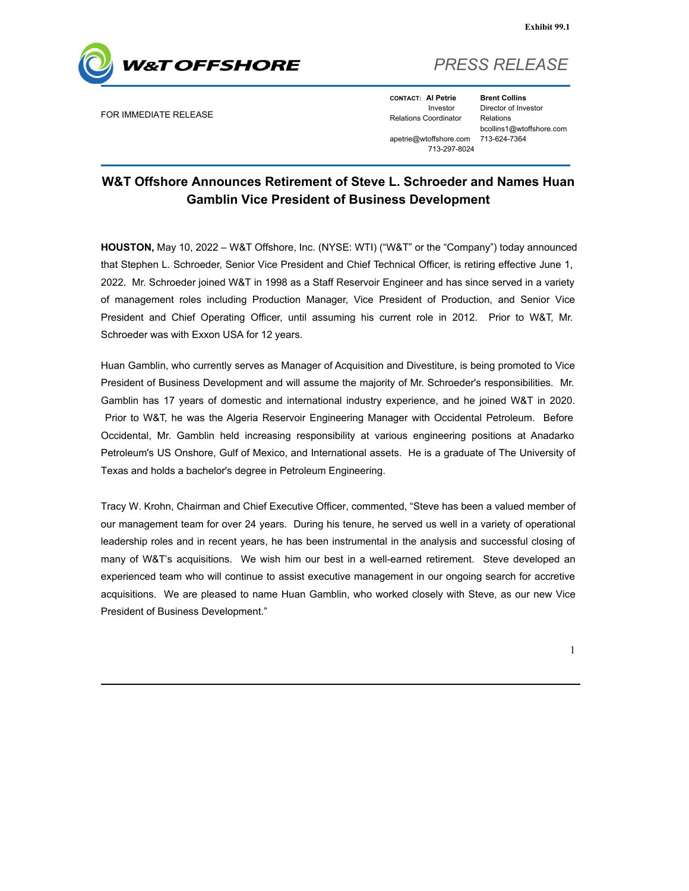Exhibit 99.1

W&T OFFSHORE

*PRESS RELEASE*

FOR IMMEDIATE RELEASE

| | |
|---|---|
| **CONTACT: Al Petrie** | **Brent Collins** |
| Investor Relations Coordinator | Director of Investor Relations |
| apetrie@wtoffshore.com | bcollins1@wtoffshore.com |
| 713-297-8024 | 713-624-7364 |

## W&T Offshore Announces Retirement of Steve L. Schroeder and Names Huan Gamblin Vice President of Business Development

**HOUSTON,** May 10, 2022 – W&T Offshore, Inc. (NYSE: WTI) ("W&T" or the "Company") today announced that Stephen L. Schroeder, Senior Vice President and Chief Technical Officer, is retiring effective June 1, 2022. Mr. Schroeder joined W&T in 1998 as a Staff Reservoir Engineer and has since served in a variety of management roles including Production Manager, Vice President of Production, and Senior Vice President and Chief Operating Officer, until assuming his current role in 2012. Prior to W&T, Mr. Schroeder was with Exxon USA for 12 years.

Huan Gamblin, who currently serves as Manager of Acquisition and Divestiture, is being promoted to Vice President of Business Development and will assume the majority of Mr. Schroeder's responsibilities. Mr. Gamblin has 17 years of domestic and international industry experience, and he joined W&T in 2020. Prior to W&T, he was the Algeria Reservoir Engineering Manager with Occidental Petroleum. Before Occidental, Mr. Gamblin held increasing responsibility at various engineering positions at Anadarko Petroleum's US Onshore, Gulf of Mexico, and International assets. He is a graduate of The University of Texas and holds a bachelor's degree in Petroleum Engineering.

Tracy W. Krohn, Chairman and Chief Executive Officer, commented, "Steve has been a valued member of our management team for over 24 years. During his tenure, he served us well in a variety of operational leadership roles and in recent years, he has been instrumental in the analysis and successful closing of many of W&T's acquisitions. We wish him our best in a well-earned retirement. Steve developed an experienced team who will continue to assist executive management in our ongoing search for accretive acquisitions. We are pleased to name Huan Gamblin, who worked closely with Steve, as our new Vice President of Business Development."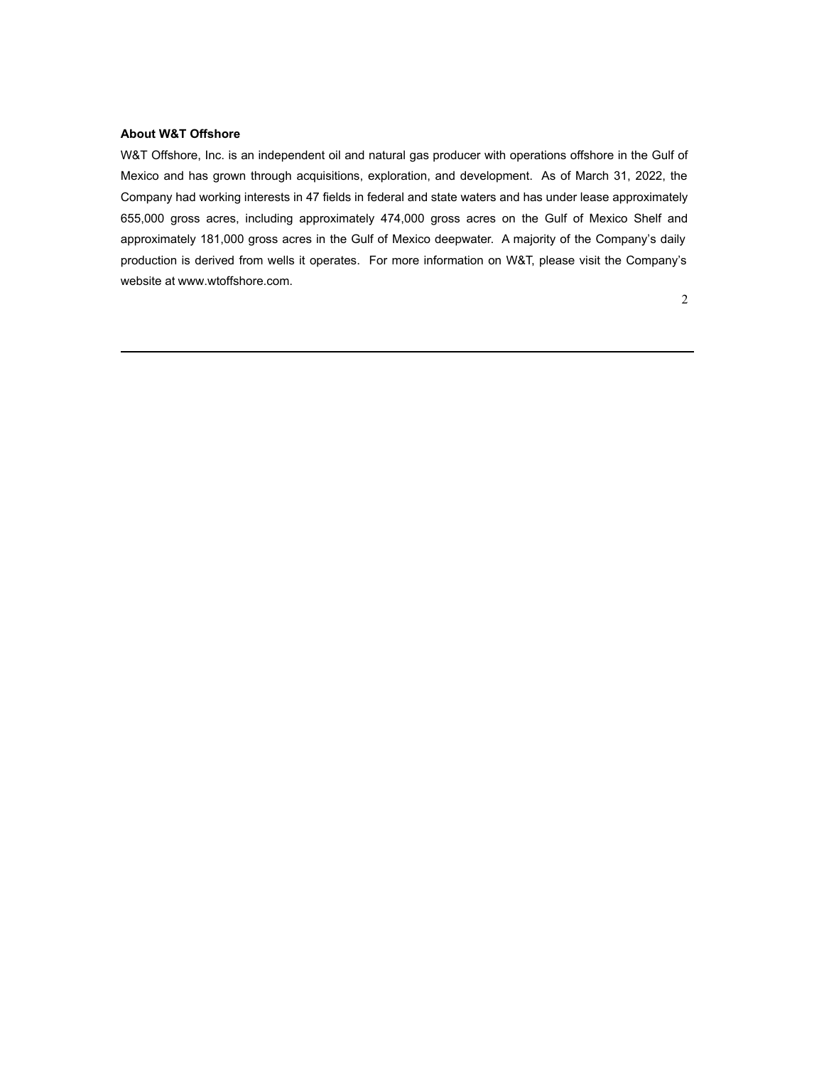**About W&T Offshore**

W&T Offshore, Inc. is an independent oil and natural gas producer with operations offshore in the Gulf of Mexico and has grown through acquisitions, exploration, and development. As of March 31, 2022, the Company had working interests in 47 fields in federal and state waters and has under lease approximately 655,000 gross acres, including approximately 474,000 gross acres on the Gulf of Mexico Shelf and approximately 181,000 gross acres in the Gulf of Mexico deepwater. A majority of the Company's daily production is derived from wells it operates. For more information on W&T, please visit the Company's website at www.wtoffshore.com.